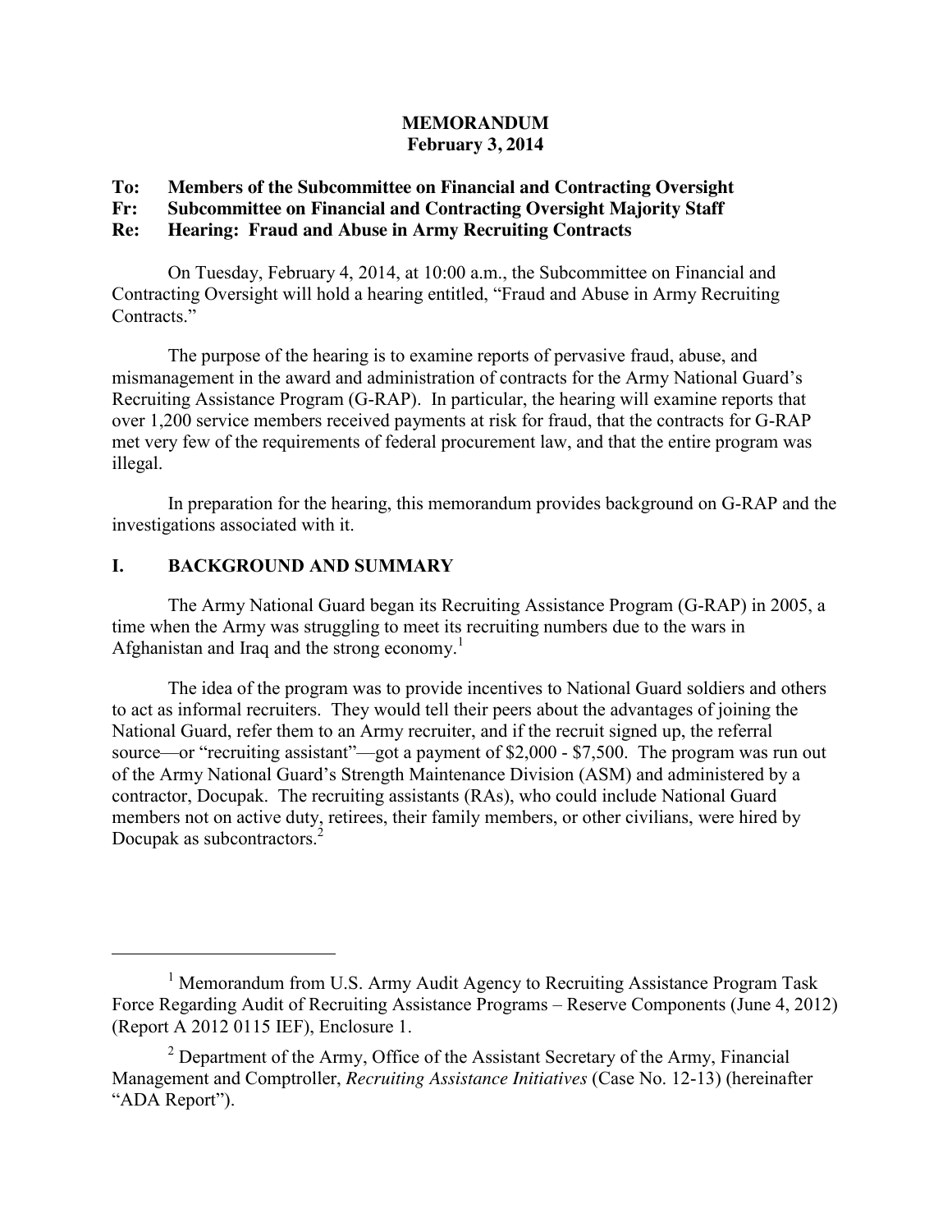**MEMORANDUM**
**February 3, 2014**

**To: Members of the Subcommittee on Financial and Contracting Oversight**
**Fr: Subcommittee on Financial and Contracting Oversight Majority Staff**
**Re: Hearing: Fraud and Abuse in Army Recruiting Contracts**

On Tuesday, February 4, 2014, at 10:00 a.m., the Subcommittee on Financial and Contracting Oversight will hold a hearing entitled, "Fraud and Abuse in Army Recruiting Contracts."

The purpose of the hearing is to examine reports of pervasive fraud, abuse, and mismanagement in the award and administration of contracts for the Army National Guard's Recruiting Assistance Program (G-RAP). In particular, the hearing will examine reports that over 1,200 service members received payments at risk for fraud, that the contracts for G-RAP met very few of the requirements of federal procurement law, and that the entire program was illegal.

In preparation for the hearing, this memorandum provides background on G-RAP and the investigations associated with it.

## I. BACKGROUND AND SUMMARY

The Army National Guard began its Recruiting Assistance Program (G-RAP) in 2005, a time when the Army was struggling to meet its recruiting numbers due to the wars in Afghanistan and Iraq and the strong economy.[1]

The idea of the program was to provide incentives to National Guard soldiers and others to act as informal recruiters. They would tell their peers about the advantages of joining the National Guard, refer them to an Army recruiter, and if the recruit signed up, the referral source—or "recruiting assistant"—got a payment of $2,000 - $7,500. The program was run out of the Army National Guard's Strength Maintenance Division (ASM) and administered by a contractor, Docupak. The recruiting assistants (RAs), who could include National Guard members not on active duty, retirees, their family members, or other civilians, were hired by Docupak as subcontractors.[2]

---

[1] Memorandum from U.S. Army Audit Agency to Recruiting Assistance Program Task Force Regarding Audit of Recruiting Assistance Programs – Reserve Components (June 4, 2012) (Report A 2012 0115 IEF), Enclosure 1.

[2] Department of the Army, Office of the Assistant Secretary of the Army, Financial Management and Comptroller, *Recruiting Assistance Initiatives* (Case No. 12-13) (hereinafter "ADA Report").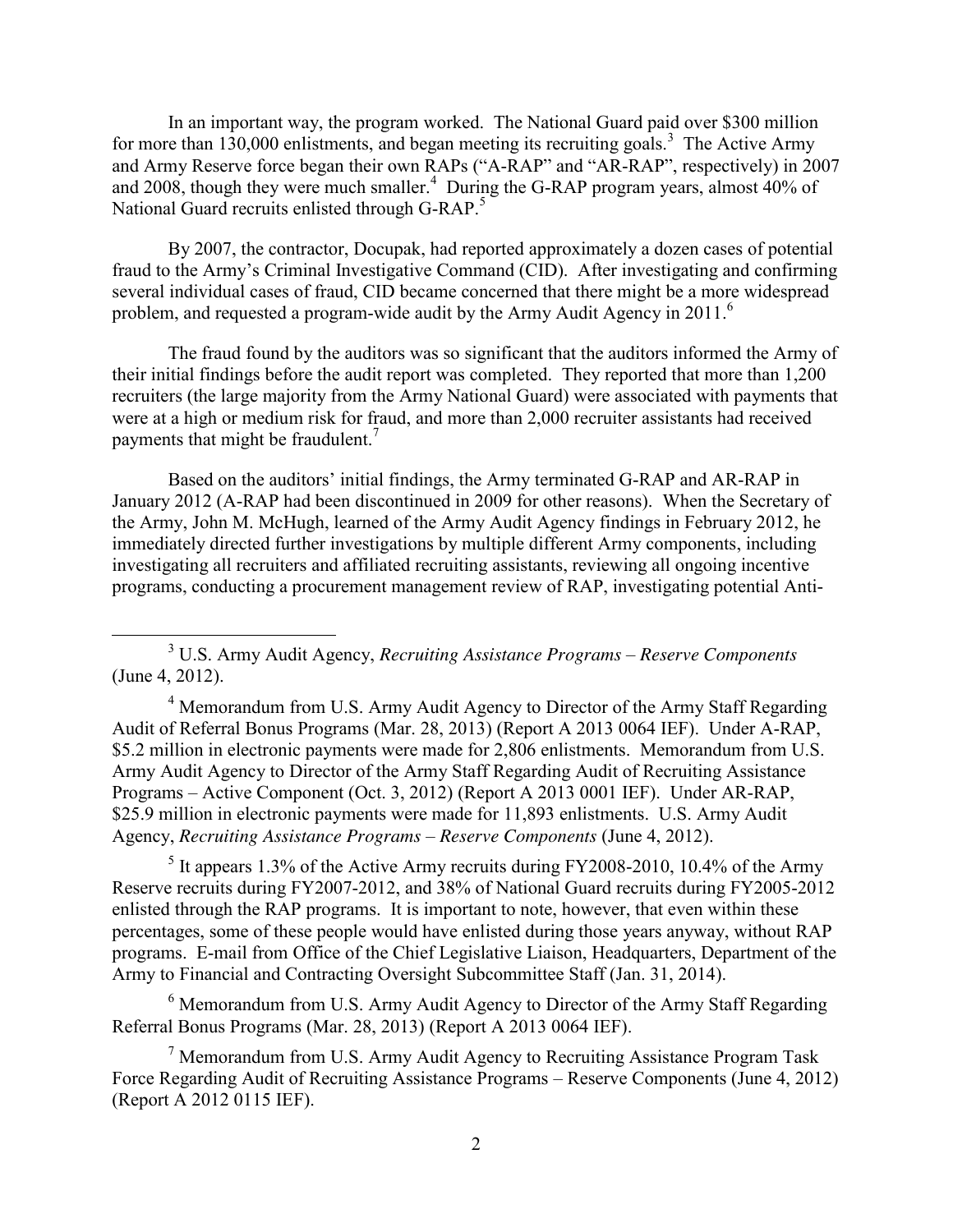In an important way, the program worked. The National Guard paid over $300 million for more than 130,000 enlistments, and began meeting its recruiting goals.[3] The Active Army and Army Reserve force began their own RAPs ("A-RAP" and "AR-RAP", respectively) in 2007 and 2008, though they were much smaller.[4] During the G-RAP program years, almost 40% of National Guard recruits enlisted through G-RAP.[5]

By 2007, the contractor, Docupak, had reported approximately a dozen cases of potential fraud to the Army's Criminal Investigative Command (CID). After investigating and confirming several individual cases of fraud, CID became concerned that there might be a more widespread problem, and requested a program-wide audit by the Army Audit Agency in 2011.[6]

The fraud found by the auditors was so significant that the auditors informed the Army of their initial findings before the audit report was completed. They reported that more than 1,200 recruiters (the large majority from the Army National Guard) were associated with payments that were at a high or medium risk for fraud, and more than 2,000 recruiter assistants had received payments that might be fraudulent.[7]

Based on the auditors' initial findings, the Army terminated G-RAP and AR-RAP in January 2012 (A-RAP had been discontinued in 2009 for other reasons). When the Secretary of the Army, John M. McHugh, learned of the Army Audit Agency findings in February 2012, he immediately directed further investigations by multiple different Army components, including investigating all recruiters and affiliated recruiting assistants, reviewing all ongoing incentive programs, conducting a procurement management review of RAP, investigating potential Anti-

---

[3] U.S. Army Audit Agency, *Recruiting Assistance Programs – Reserve Components* (June 4, 2012).

[4] Memorandum from U.S. Army Audit Agency to Director of the Army Staff Regarding Audit of Referral Bonus Programs (Mar. 28, 2013) (Report A 2013 0064 IEF). Under A-RAP, $5.2 million in electronic payments were made for 2,806 enlistments. Memorandum from U.S. Army Audit Agency to Director of the Army Staff Regarding Audit of Recruiting Assistance Programs – Active Component (Oct. 3, 2012) (Report A 2013 0001 IEF). Under AR-RAP, $25.9 million in electronic payments were made for 11,893 enlistments. U.S. Army Audit Agency, *Recruiting Assistance Programs – Reserve Components* (June 4, 2012).

[5] It appears 1.3% of the Active Army recruits during FY2008-2010, 10.4% of the Army Reserve recruits during FY2007-2012, and 38% of National Guard recruits during FY2005-2012 enlisted through the RAP programs. It is important to note, however, that even within these percentages, some of these people would have enlisted during those years anyway, without RAP programs. E-mail from Office of the Chief Legislative Liaison, Headquarters, Department of the Army to Financial and Contracting Oversight Subcommittee Staff (Jan. 31, 2014).

[6] Memorandum from U.S. Army Audit Agency to Director of the Army Staff Regarding Referral Bonus Programs (Mar. 28, 2013) (Report A 2013 0064 IEF).

[7] Memorandum from U.S. Army Audit Agency to Recruiting Assistance Program Task Force Regarding Audit of Recruiting Assistance Programs – Reserve Components (June 4, 2012) (Report A 2012 0115 IEF).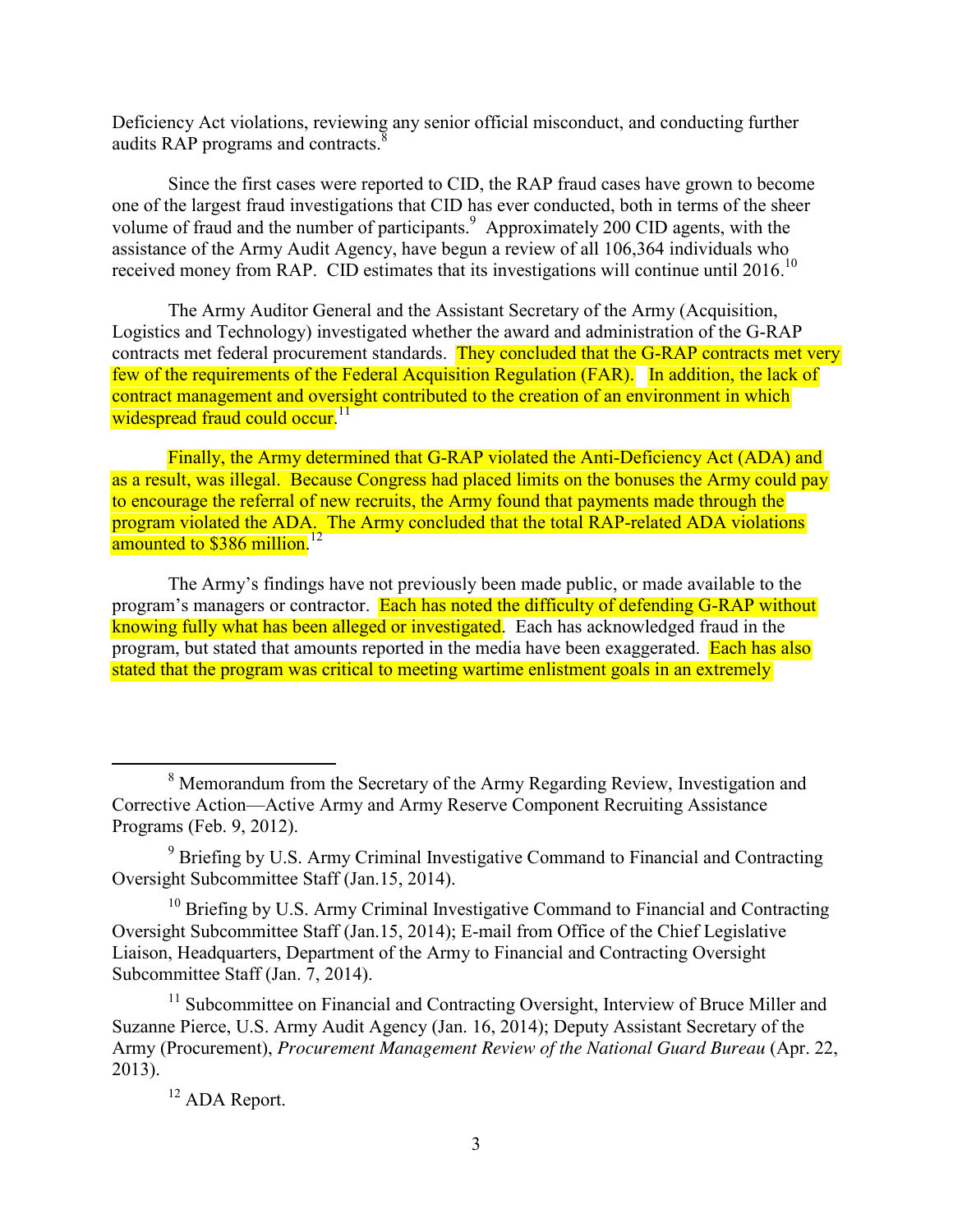Deficiency Act violations, reviewing any senior official misconduct, and conducting further audits RAP programs and contracts.[8]

Since the first cases were reported to CID, the RAP fraud cases have grown to become one of the largest fraud investigations that CID has ever conducted, both in terms of the sheer volume of fraud and the number of participants.[9] Approximately 200 CID agents, with the assistance of the Army Audit Agency, have begun a review of all 106,364 individuals who received money from RAP. CID estimates that its investigations will continue until 2016.[10]

The Army Auditor General and the Assistant Secretary of the Army (Acquisition, Logistics and Technology) investigated whether the award and administration of the G-RAP contracts met federal procurement standards. They concluded that the G-RAP contracts met very few of the requirements of the Federal Acquisition Regulation (FAR). In addition, the lack of contract management and oversight contributed to the creation of an environment in which widespread fraud could occur.[11]

Finally, the Army determined that G-RAP violated the Anti-Deficiency Act (ADA) and as a result, was illegal. Because Congress had placed limits on the bonuses the Army could pay to encourage the referral of new recruits, the Army found that payments made through the program violated the ADA. The Army concluded that the total RAP-related ADA violations amounted to $386 million.[12]

The Army's findings have not previously been made public, or made available to the program's managers or contractor. Each has noted the difficulty of defending G-RAP without knowing fully what has been alleged or investigated. Each has acknowledged fraud in the program, but stated that amounts reported in the media have been exaggerated. Each has also stated that the program was critical to meeting wartime enlistment goals in an extremely

---

[8] Memorandum from the Secretary of the Army Regarding Review, Investigation and Corrective Action—Active Army and Army Reserve Component Recruiting Assistance Programs (Feb. 9, 2012).

[9] Briefing by U.S. Army Criminal Investigative Command to Financial and Contracting Oversight Subcommittee Staff (Jan.15, 2014).

[10] Briefing by U.S. Army Criminal Investigative Command to Financial and Contracting Oversight Subcommittee Staff (Jan.15, 2014); E-mail from Office of the Chief Legislative Liaison, Headquarters, Department of the Army to Financial and Contracting Oversight Subcommittee Staff (Jan. 7, 2014).

[11] Subcommittee on Financial and Contracting Oversight, Interview of Bruce Miller and Suzanne Pierce, U.S. Army Audit Agency (Jan. 16, 2014); Deputy Assistant Secretary of the Army (Procurement), *Procurement Management Review of the National Guard Bureau* (Apr. 22, 2013).

[12] ADA Report.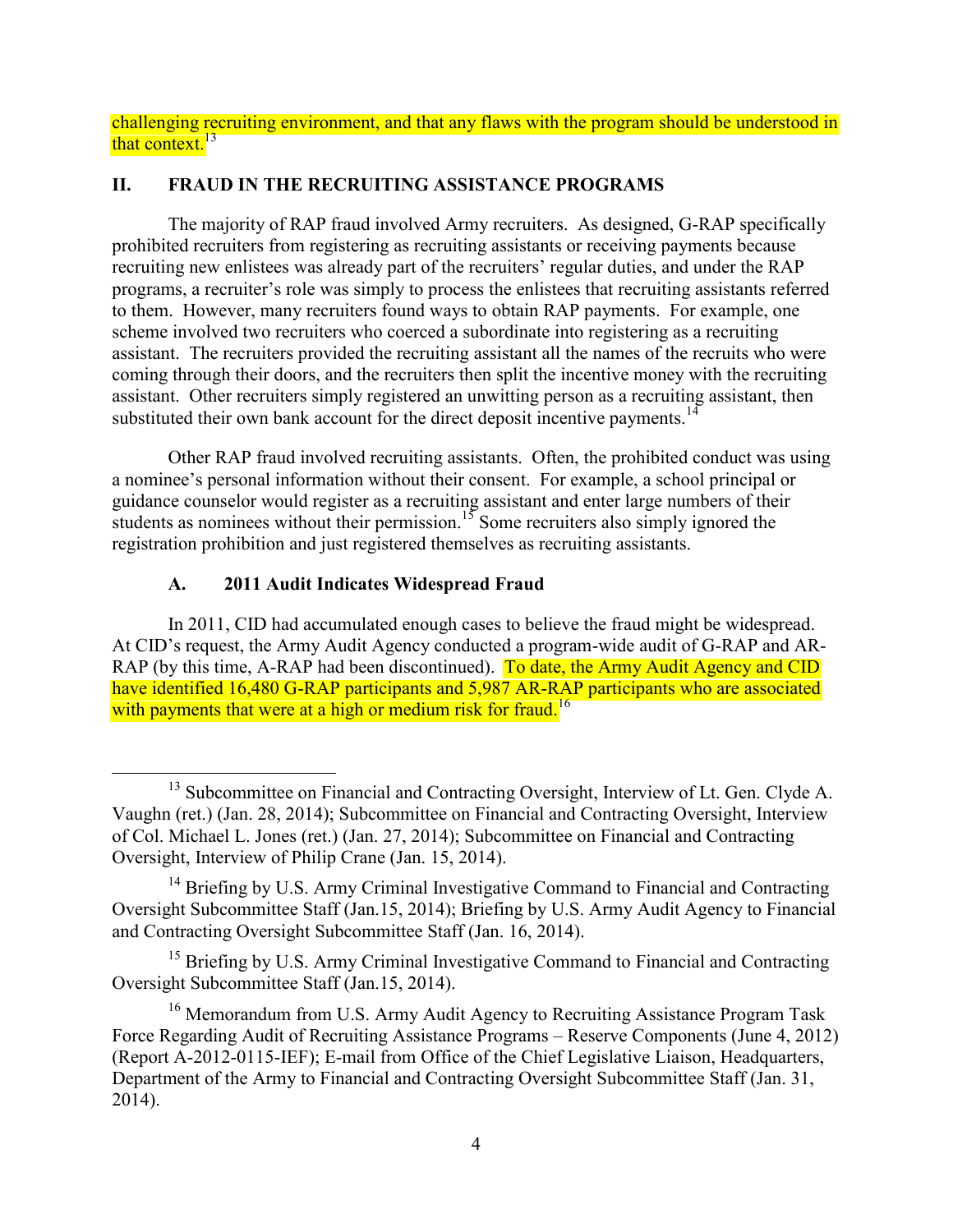challenging recruiting environment, and that any flaws with the program should be understood in that context.[13]

## II. FRAUD IN THE RECRUITING ASSISTANCE PROGRAMS

The majority of RAP fraud involved Army recruiters. As designed, G-RAP specifically prohibited recruiters from registering as recruiting assistants or receiving payments because recruiting new enlistees was already part of the recruiters' regular duties, and under the RAP programs, a recruiter's role was simply to process the enlistees that recruiting assistants referred to them. However, many recruiters found ways to obtain RAP payments. For example, one scheme involved two recruiters who coerced a subordinate into registering as a recruiting assistant. The recruiters provided the recruiting assistant all the names of the recruits who were coming through their doors, and the recruiters then split the incentive money with the recruiting assistant. Other recruiters simply registered an unwitting person as a recruiting assistant, then substituted their own bank account for the direct deposit incentive payments.[14]

Other RAP fraud involved recruiting assistants. Often, the prohibited conduct was using a nominee's personal information without their consent. For example, a school principal or guidance counselor would register as a recruiting assistant and enter large numbers of their students as nominees without their permission.[15] Some recruiters also simply ignored the registration prohibition and just registered themselves as recruiting assistants.

### A. 2011 Audit Indicates Widespread Fraud

In 2011, CID had accumulated enough cases to believe the fraud might be widespread. At CID's request, the Army Audit Agency conducted a program-wide audit of G-RAP and AR-RAP (by this time, A-RAP had been discontinued). To date, the Army Audit Agency and CID have identified 16,480 G-RAP participants and 5,987 AR-RAP participants who are associated with payments that were at a high or medium risk for fraud.[16]

---

[13] Subcommittee on Financial and Contracting Oversight, Interview of Lt. Gen. Clyde A. Vaughn (ret.) (Jan. 28, 2014); Subcommittee on Financial and Contracting Oversight, Interview of Col. Michael L. Jones (ret.) (Jan. 27, 2014); Subcommittee on Financial and Contracting Oversight, Interview of Philip Crane (Jan. 15, 2014).

[14] Briefing by U.S. Army Criminal Investigative Command to Financial and Contracting Oversight Subcommittee Staff (Jan.15, 2014); Briefing by U.S. Army Audit Agency to Financial and Contracting Oversight Subcommittee Staff (Jan. 16, 2014).

[15] Briefing by U.S. Army Criminal Investigative Command to Financial and Contracting Oversight Subcommittee Staff (Jan.15, 2014).

[16] Memorandum from U.S. Army Audit Agency to Recruiting Assistance Program Task Force Regarding Audit of Recruiting Assistance Programs – Reserve Components (June 4, 2012) (Report A-2012-0115-IEF); E-mail from Office of the Chief Legislative Liaison, Headquarters, Department of the Army to Financial and Contracting Oversight Subcommittee Staff (Jan. 31, 2014).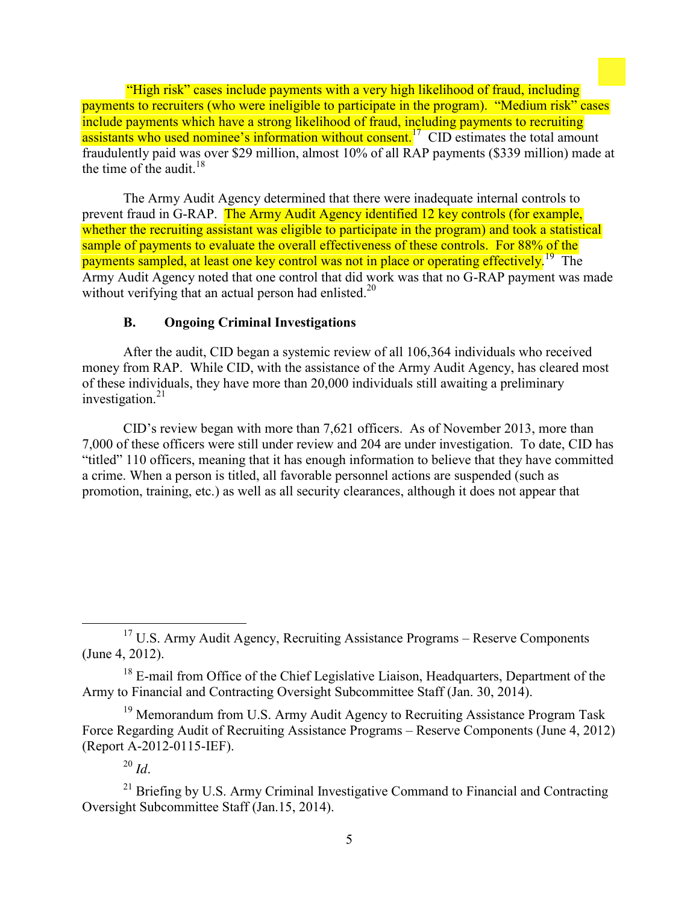"High risk" cases include payments with a very high likelihood of fraud, including payments to recruiters (who were ineligible to participate in the program). "Medium risk" cases include payments which have a strong likelihood of fraud, including payments to recruiting assistants who used nominee's information without consent.[17] CID estimates the total amount fraudulently paid was over $29 million, almost 10% of all RAP payments ($339 million) made at the time of the audit.[18]

The Army Audit Agency determined that there were inadequate internal controls to prevent fraud in G-RAP. The Army Audit Agency identified 12 key controls (for example, whether the recruiting assistant was eligible to participate in the program) and took a statistical sample of payments to evaluate the overall effectiveness of these controls. For 88% of the payments sampled, at least one key control was not in place or operating effectively.[19] The Army Audit Agency noted that one control that did work was that no G-RAP payment was made without verifying that an actual person had enlisted.[20]

### B. Ongoing Criminal Investigations

After the audit, CID began a systemic review of all 106,364 individuals who received money from RAP. While CID, with the assistance of the Army Audit Agency, has cleared most of these individuals, they have more than 20,000 individuals still awaiting a preliminary investigation.[21]

CID's review began with more than 7,621 officers. As of November 2013, more than 7,000 of these officers were still under review and 204 are under investigation. To date, CID has "titled" 110 officers, meaning that it has enough information to believe that they have committed a crime. When a person is titled, all favorable personnel actions are suspended (such as promotion, training, etc.) as well as all security clearances, although it does not appear that

---

[17] U.S. Army Audit Agency, Recruiting Assistance Programs – Reserve Components (June 4, 2012).

[18] E-mail from Office of the Chief Legislative Liaison, Headquarters, Department of the Army to Financial and Contracting Oversight Subcommittee Staff (Jan. 30, 2014).

[19] Memorandum from U.S. Army Audit Agency to Recruiting Assistance Program Task Force Regarding Audit of Recruiting Assistance Programs – Reserve Components (June 4, 2012) (Report A-2012-0115-IEF).

[20] *Id*.

[21] Briefing by U.S. Army Criminal Investigative Command to Financial and Contracting Oversight Subcommittee Staff (Jan.15, 2014).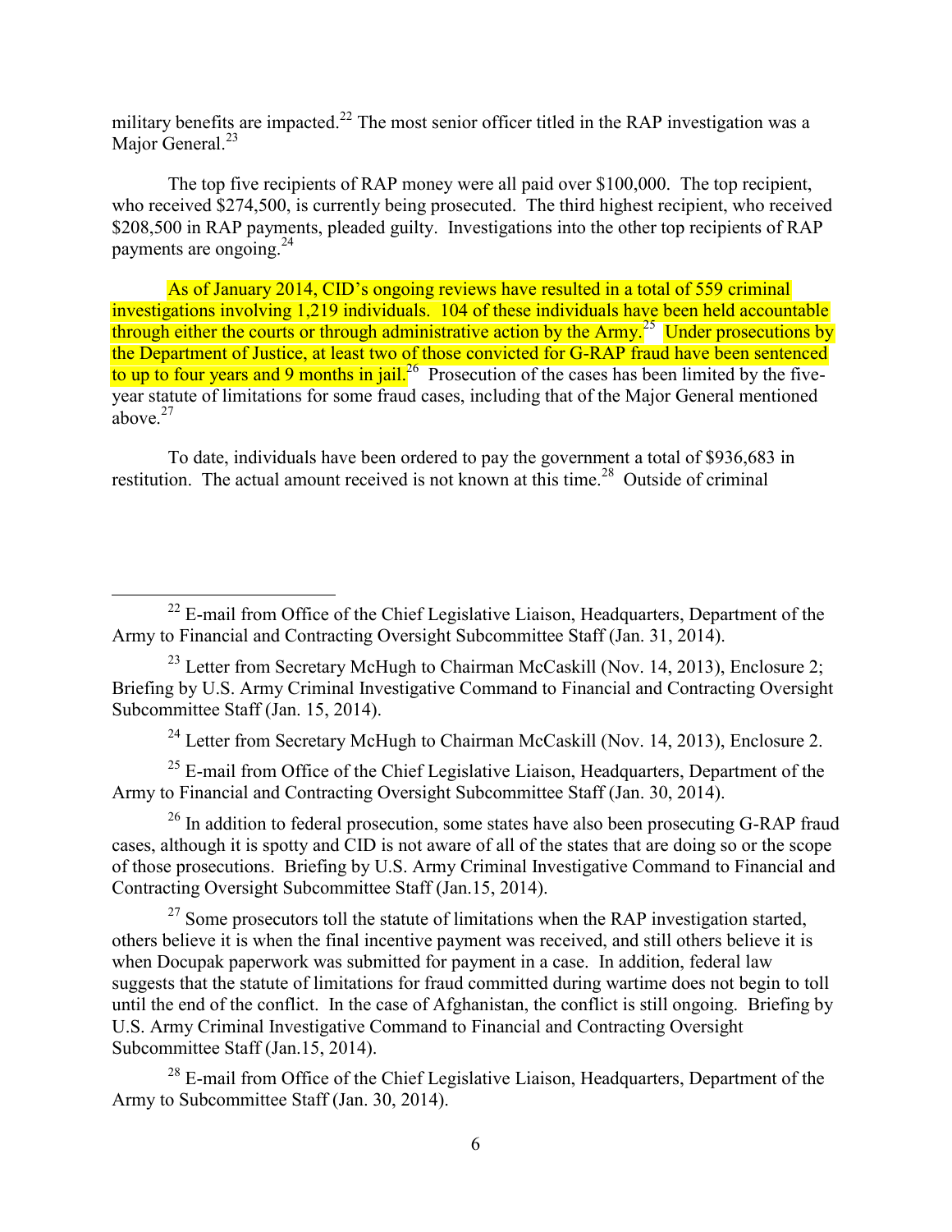military benefits are impacted.[22] The most senior officer titled in the RAP investigation was a Major General.[23]

The top five recipients of RAP money were all paid over $100,000. The top recipient, who received $274,500, is currently being prosecuted. The third highest recipient, who received $208,500 in RAP payments, pleaded guilty. Investigations into the other top recipients of RAP payments are ongoing.[24]

As of January 2014, CID's ongoing reviews have resulted in a total of 559 criminal investigations involving 1,219 individuals. 104 of these individuals have been held accountable through either the courts or through administrative action by the Army.[25] Under prosecutions by the Department of Justice, at least two of those convicted for G-RAP fraud have been sentenced to up to four years and 9 months in jail.[26] Prosecution of the cases has been limited by the five-year statute of limitations for some fraud cases, including that of the Major General mentioned above.[27]

To date, individuals have been ordered to pay the government a total of $936,683 in restitution. The actual amount received is not known at this time.[28] Outside of criminal

---

[22] E-mail from Office of the Chief Legislative Liaison, Headquarters, Department of the Army to Financial and Contracting Oversight Subcommittee Staff (Jan. 31, 2014).

[23] Letter from Secretary McHugh to Chairman McCaskill (Nov. 14, 2013), Enclosure 2; Briefing by U.S. Army Criminal Investigative Command to Financial and Contracting Oversight Subcommittee Staff (Jan. 15, 2014).

[24] Letter from Secretary McHugh to Chairman McCaskill (Nov. 14, 2013), Enclosure 2.

[25] E-mail from Office of the Chief Legislative Liaison, Headquarters, Department of the Army to Financial and Contracting Oversight Subcommittee Staff (Jan. 30, 2014).

[26] In addition to federal prosecution, some states have also been prosecuting G-RAP fraud cases, although it is spotty and CID is not aware of all of the states that are doing so or the scope of those prosecutions. Briefing by U.S. Army Criminal Investigative Command to Financial and Contracting Oversight Subcommittee Staff (Jan.15, 2014).

[27] Some prosecutors toll the statute of limitations when the RAP investigation started, others believe it is when the final incentive payment was received, and still others believe it is when Docupak paperwork was submitted for payment in a case. In addition, federal law suggests that the statute of limitations for fraud committed during wartime does not begin to toll until the end of the conflict. In the case of Afghanistan, the conflict is still ongoing. Briefing by U.S. Army Criminal Investigative Command to Financial and Contracting Oversight Subcommittee Staff (Jan.15, 2014).

[28] E-mail from Office of the Chief Legislative Liaison, Headquarters, Department of the Army to Subcommittee Staff (Jan. 30, 2014).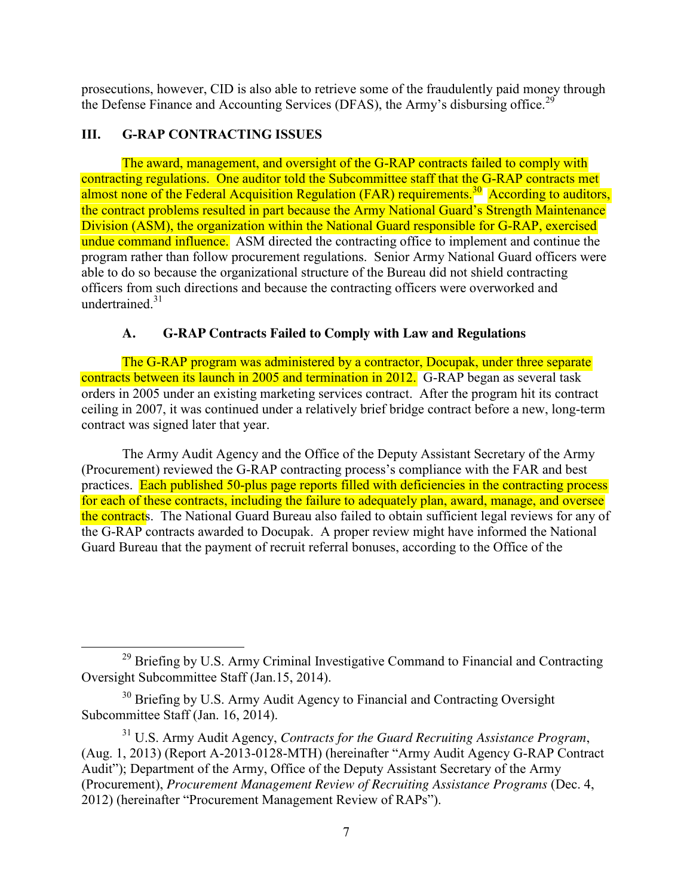prosecutions, however, CID is also able to retrieve some of the fraudulently paid money through the Defense Finance and Accounting Services (DFAS), the Army's disbursing office.[29]

## III. G-RAP CONTRACTING ISSUES

The award, management, and oversight of the G-RAP contracts failed to comply with contracting regulations. One auditor told the Subcommittee staff that the G-RAP contracts met almost none of the Federal Acquisition Regulation (FAR) requirements.[30] According to auditors, the contract problems resulted in part because the Army National Guard's Strength Maintenance Division (ASM), the organization within the National Guard responsible for G-RAP, exercised undue command influence. ASM directed the contracting office to implement and continue the program rather than follow procurement regulations. Senior Army National Guard officers were able to do so because the organizational structure of the Bureau did not shield contracting officers from such directions and because the contracting officers were overworked and undertrained.[31]

### A. G-RAP Contracts Failed to Comply with Law and Regulations

The G-RAP program was administered by a contractor, Docupak, under three separate contracts between its launch in 2005 and termination in 2012. G-RAP began as several task orders in 2005 under an existing marketing services contract. After the program hit its contract ceiling in 2007, it was continued under a relatively brief bridge contract before a new, long-term contract was signed later that year.

The Army Audit Agency and the Office of the Deputy Assistant Secretary of the Army (Procurement) reviewed the G-RAP contracting process's compliance with the FAR and best practices. Each published 50-plus page reports filled with deficiencies in the contracting process for each of these contracts, including the failure to adequately plan, award, manage, and oversee the contracts. The National Guard Bureau also failed to obtain sufficient legal reviews for any of the G-RAP contracts awarded to Docupak. A proper review might have informed the National Guard Bureau that the payment of recruit referral bonuses, according to the Office of the

---

[29] Briefing by U.S. Army Criminal Investigative Command to Financial and Contracting Oversight Subcommittee Staff (Jan.15, 2014).

[30] Briefing by U.S. Army Audit Agency to Financial and Contracting Oversight Subcommittee Staff (Jan. 16, 2014).

[31] U.S. Army Audit Agency, *Contracts for the Guard Recruiting Assistance Program*, (Aug. 1, 2013) (Report A-2013-0128-MTH) (hereinafter "Army Audit Agency G-RAP Contract Audit"); Department of the Army, Office of the Deputy Assistant Secretary of the Army (Procurement), *Procurement Management Review of Recruiting Assistance Programs* (Dec. 4, 2012) (hereinafter "Procurement Management Review of RAPs").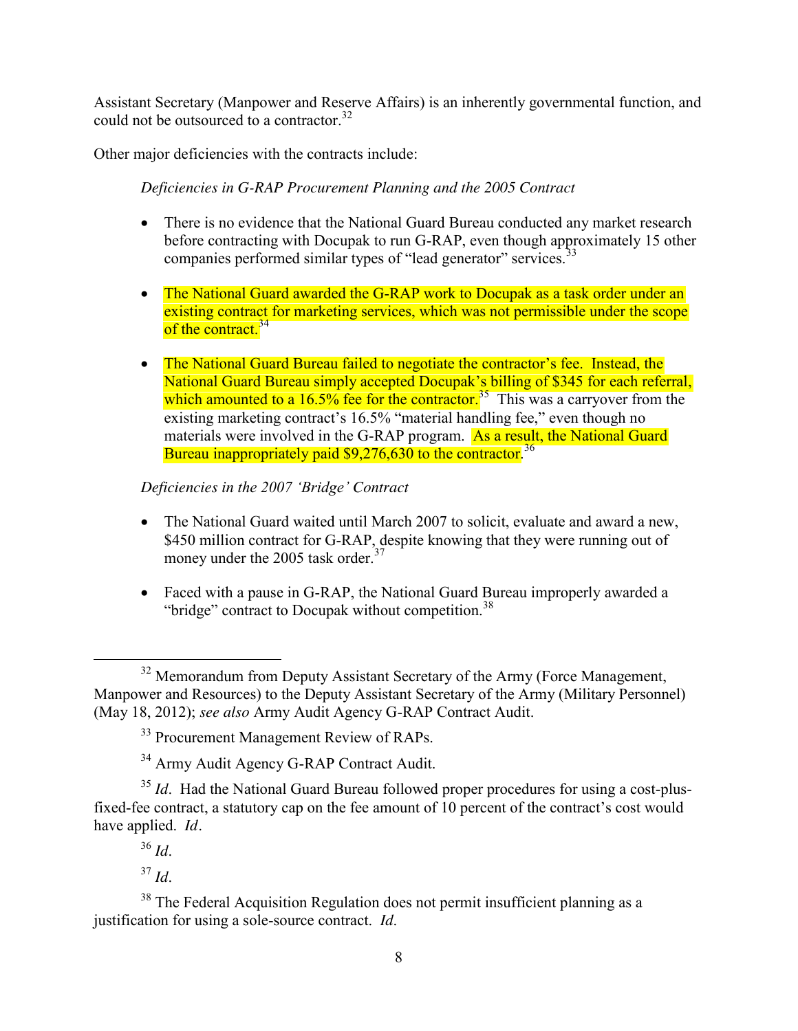Assistant Secretary (Manpower and Reserve Affairs) is an inherently governmental function, and could not be outsourced to a contractor.[32]

Other major deficiencies with the contracts include:

*Deficiencies in G-RAP Procurement Planning and the 2005 Contract*

- There is no evidence that the National Guard Bureau conducted any market research before contracting with Docupak to run G-RAP, even though approximately 15 other companies performed similar types of "lead generator" services.[33]

- The National Guard awarded the G-RAP work to Docupak as a task order under an existing contract for marketing services, which was not permissible under the scope of the contract.[34]

- The National Guard Bureau failed to negotiate the contractor's fee. Instead, the National Guard Bureau simply accepted Docupak's billing of $345 for each referral, which amounted to a 16.5% fee for the contractor.[35] This was a carryover from the existing marketing contract's 16.5% "material handling fee," even though no materials were involved in the G-RAP program. As a result, the National Guard Bureau inappropriately paid $9,276,630 to the contractor.[36]

*Deficiencies in the 2007 'Bridge' Contract*

- The National Guard waited until March 2007 to solicit, evaluate and award a new, $450 million contract for G-RAP, despite knowing that they were running out of money under the 2005 task order.[37]

- Faced with a pause in G-RAP, the National Guard Bureau improperly awarded a "bridge" contract to Docupak without competition.[38]

---

[32] Memorandum from Deputy Assistant Secretary of the Army (Force Management, Manpower and Resources) to the Deputy Assistant Secretary of the Army (Military Personnel) (May 18, 2012); *see also* Army Audit Agency G-RAP Contract Audit.

[33] Procurement Management Review of RAPs.

[34] Army Audit Agency G-RAP Contract Audit.

[35] *Id*. Had the National Guard Bureau followed proper procedures for using a cost-plus-fixed-fee contract, a statutory cap on the fee amount of 10 percent of the contract's cost would have applied. *Id*.

[36] *Id*.

[37] *Id*.

[38] The Federal Acquisition Regulation does not permit insufficient planning as a justification for using a sole-source contract. *Id*.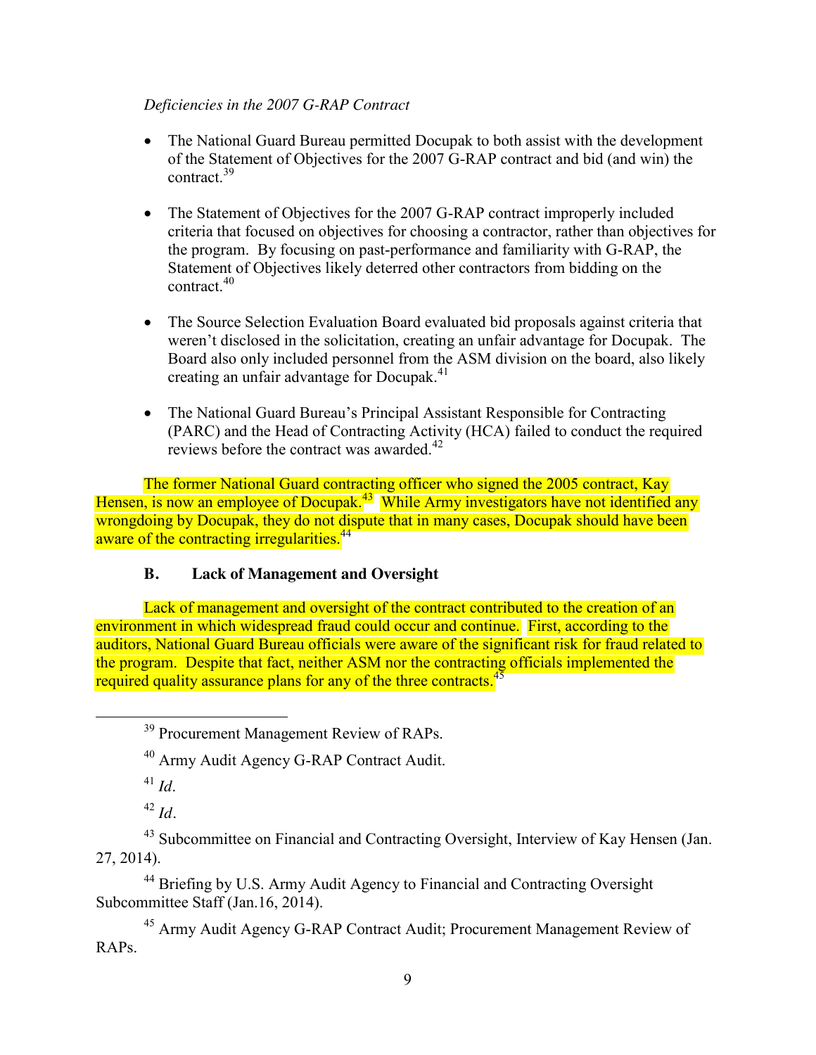*Deficiencies in the 2007 G-RAP Contract*

- The National Guard Bureau permitted Docupak to both assist with the development of the Statement of Objectives for the 2007 G-RAP contract and bid (and win) the contract.[39]

- The Statement of Objectives for the 2007 G-RAP contract improperly included criteria that focused on objectives for choosing a contractor, rather than objectives for the program. By focusing on past-performance and familiarity with G-RAP, the Statement of Objectives likely deterred other contractors from bidding on the contract.[40]

- The Source Selection Evaluation Board evaluated bid proposals against criteria that weren't disclosed in the solicitation, creating an unfair advantage for Docupak. The Board also only included personnel from the ASM division on the board, also likely creating an unfair advantage for Docupak.[41]

- The National Guard Bureau's Principal Assistant Responsible for Contracting (PARC) and the Head of Contracting Activity (HCA) failed to conduct the required reviews before the contract was awarded.[42]

The former National Guard contracting officer who signed the 2005 contract, Kay Hensen, is now an employee of Docupak.[43] While Army investigators have not identified any wrongdoing by Docupak, they do not dispute that in many cases, Docupak should have been aware of the contracting irregularities.[44]

### B. Lack of Management and Oversight

Lack of management and oversight of the contract contributed to the creation of an environment in which widespread fraud could occur and continue. First, according to the auditors, National Guard Bureau officials were aware of the significant risk for fraud related to the program. Despite that fact, neither ASM nor the contracting officials implemented the required quality assurance plans for any of the three contracts.[45]

---

[39] Procurement Management Review of RAPs.

[40] Army Audit Agency G-RAP Contract Audit.

[41] *Id*.

[42] *Id*.

[43] Subcommittee on Financial and Contracting Oversight, Interview of Kay Hensen (Jan. 27, 2014).

[44] Briefing by U.S. Army Audit Agency to Financial and Contracting Oversight Subcommittee Staff (Jan.16, 2014).

[45] Army Audit Agency G-RAP Contract Audit; Procurement Management Review of RAPs.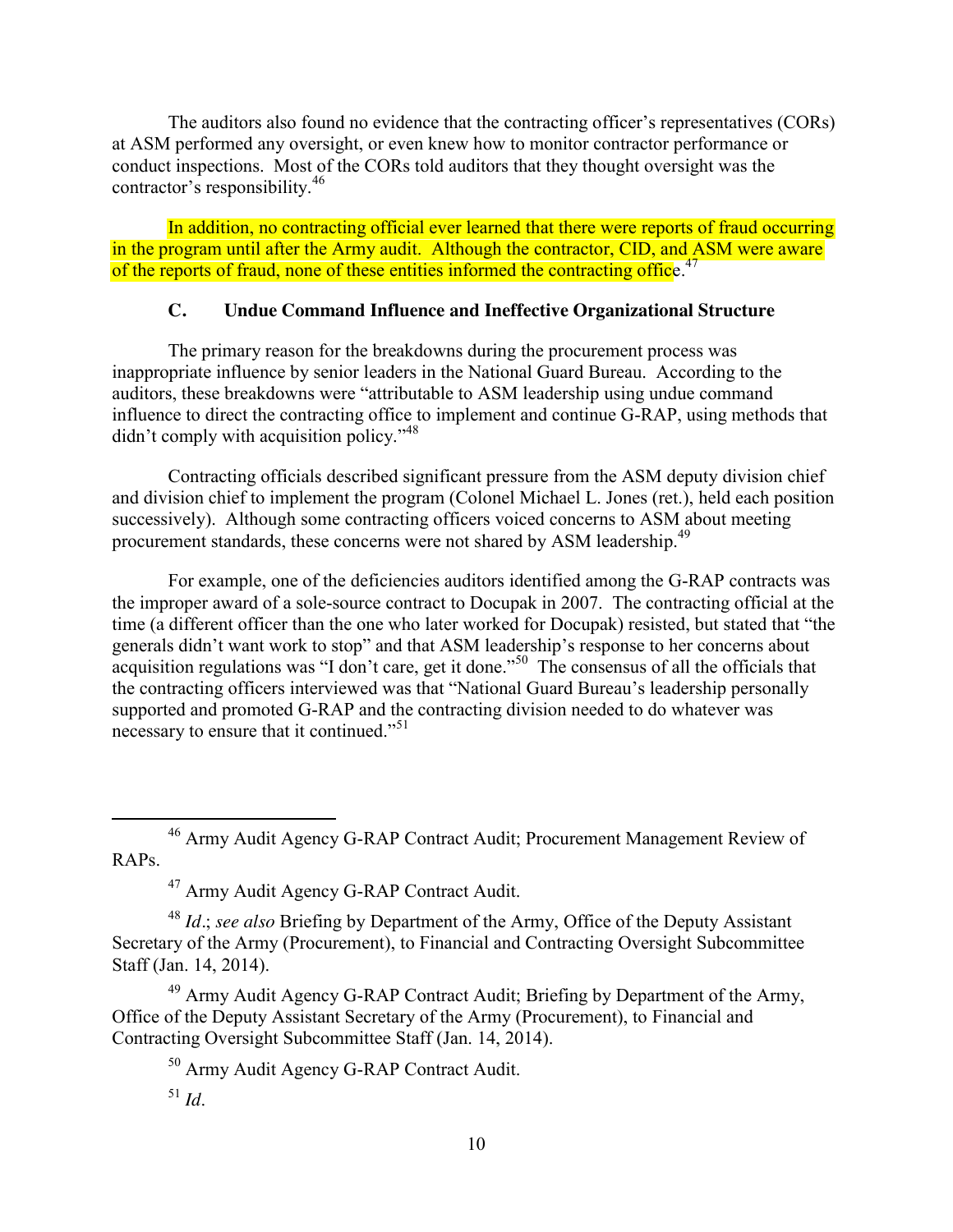The auditors also found no evidence that the contracting officer's representatives (CORs) at ASM performed any oversight, or even knew how to monitor contractor performance or conduct inspections. Most of the CORs told auditors that they thought oversight was the contractor's responsibility.[46]

In addition, no contracting official ever learned that there were reports of fraud occurring in the program until after the Army audit. Although the contractor, CID, and ASM were aware of the reports of fraud, none of these entities informed the contracting office.[47]

### C. Undue Command Influence and Ineffective Organizational Structure

The primary reason for the breakdowns during the procurement process was inappropriate influence by senior leaders in the National Guard Bureau. According to the auditors, these breakdowns were "attributable to ASM leadership using undue command influence to direct the contracting office to implement and continue G-RAP, using methods that didn't comply with acquisition policy."[48]

Contracting officials described significant pressure from the ASM deputy division chief and division chief to implement the program (Colonel Michael L. Jones (ret.), held each position successively). Although some contracting officers voiced concerns to ASM about meeting procurement standards, these concerns were not shared by ASM leadership.[49]

For example, one of the deficiencies auditors identified among the G-RAP contracts was the improper award of a sole-source contract to Docupak in 2007. The contracting official at the time (a different officer than the one who later worked for Docupak) resisted, but stated that "the generals didn't want work to stop" and that ASM leadership's response to her concerns about acquisition regulations was "I don't care, get it done."[50] The consensus of all the officials that the contracting officers interviewed was that "National Guard Bureau's leadership personally supported and promoted G-RAP and the contracting division needed to do whatever was necessary to ensure that it continued."[51]

---

[46] Army Audit Agency G-RAP Contract Audit; Procurement Management Review of RAPs.

[47] Army Audit Agency G-RAP Contract Audit.

[48] *Id*.; *see also* Briefing by Department of the Army, Office of the Deputy Assistant Secretary of the Army (Procurement), to Financial and Contracting Oversight Subcommittee Staff (Jan. 14, 2014).

[49] Army Audit Agency G-RAP Contract Audit; Briefing by Department of the Army, Office of the Deputy Assistant Secretary of the Army (Procurement), to Financial and Contracting Oversight Subcommittee Staff (Jan. 14, 2014).

[50] Army Audit Agency G-RAP Contract Audit.

[51] *Id*.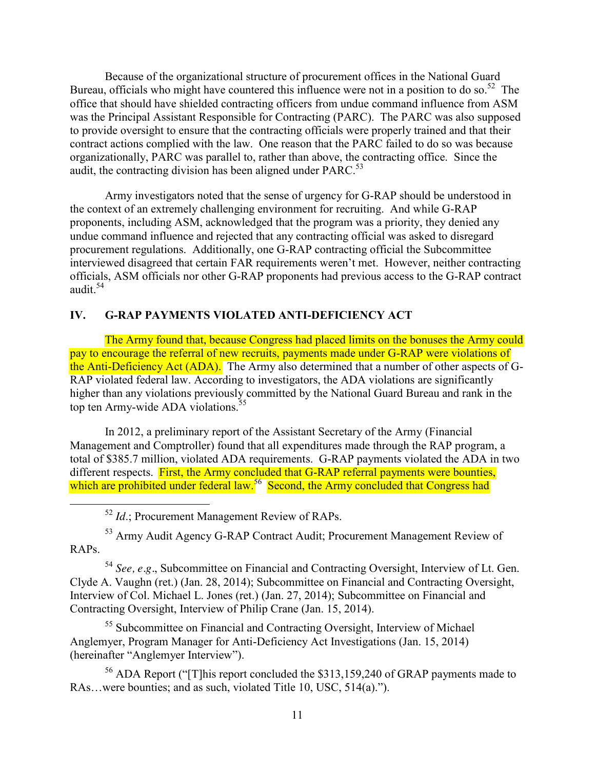Because of the organizational structure of procurement offices in the National Guard Bureau, officials who might have countered this influence were not in a position to do so.[52] The office that should have shielded contracting officers from undue command influence from ASM was the Principal Assistant Responsible for Contracting (PARC). The PARC was also supposed to provide oversight to ensure that the contracting officials were properly trained and that their contract actions complied with the law. One reason that the PARC failed to do so was because organizationally, PARC was parallel to, rather than above, the contracting office. Since the audit, the contracting division has been aligned under PARC.[53]

Army investigators noted that the sense of urgency for G-RAP should be understood in the context of an extremely challenging environment for recruiting. And while G-RAP proponents, including ASM, acknowledged that the program was a priority, they denied any undue command influence and rejected that any contracting official was asked to disregard procurement regulations. Additionally, one G-RAP contracting official the Subcommittee interviewed disagreed that certain FAR requirements weren't met. However, neither contracting officials, ASM officials nor other G-RAP proponents had previous access to the G-RAP contract audit.[54]

## IV. G-RAP PAYMENTS VIOLATED ANTI-DEFICIENCY ACT

The Army found that, because Congress had placed limits on the bonuses the Army could pay to encourage the referral of new recruits, payments made under G-RAP were violations of the Anti-Deficiency Act (ADA). The Army also determined that a number of other aspects of G-RAP violated federal law. According to investigators, the ADA violations are significantly higher than any violations previously committed by the National Guard Bureau and rank in the top ten Army-wide ADA violations.[55]

In 2012, a preliminary report of the Assistant Secretary of the Army (Financial Management and Comptroller) found that all expenditures made through the RAP program, a total of $385.7 million, violated ADA requirements. G-RAP payments violated the ADA in two different respects. First, the Army concluded that G-RAP referral payments were bounties, which are prohibited under federal law.[56] Second, the Army concluded that Congress had

---

[52] *Id*.; Procurement Management Review of RAPs.

[53] Army Audit Agency G-RAP Contract Audit; Procurement Management Review of RAPs.

[54] *See, e.g*., Subcommittee on Financial and Contracting Oversight, Interview of Lt. Gen. Clyde A. Vaughn (ret.) (Jan. 28, 2014); Subcommittee on Financial and Contracting Oversight, Interview of Col. Michael L. Jones (ret.) (Jan. 27, 2014); Subcommittee on Financial and Contracting Oversight, Interview of Philip Crane (Jan. 15, 2014).

[55] Subcommittee on Financial and Contracting Oversight, Interview of Michael Anglemyer, Program Manager for Anti-Deficiency Act Investigations (Jan. 15, 2014) (hereinafter "Anglemyer Interview").

[56] ADA Report ("[T]his report concluded the $313,159,240 of GRAP payments made to RAs…were bounties; and as such, violated Title 10, USC, 514(a).").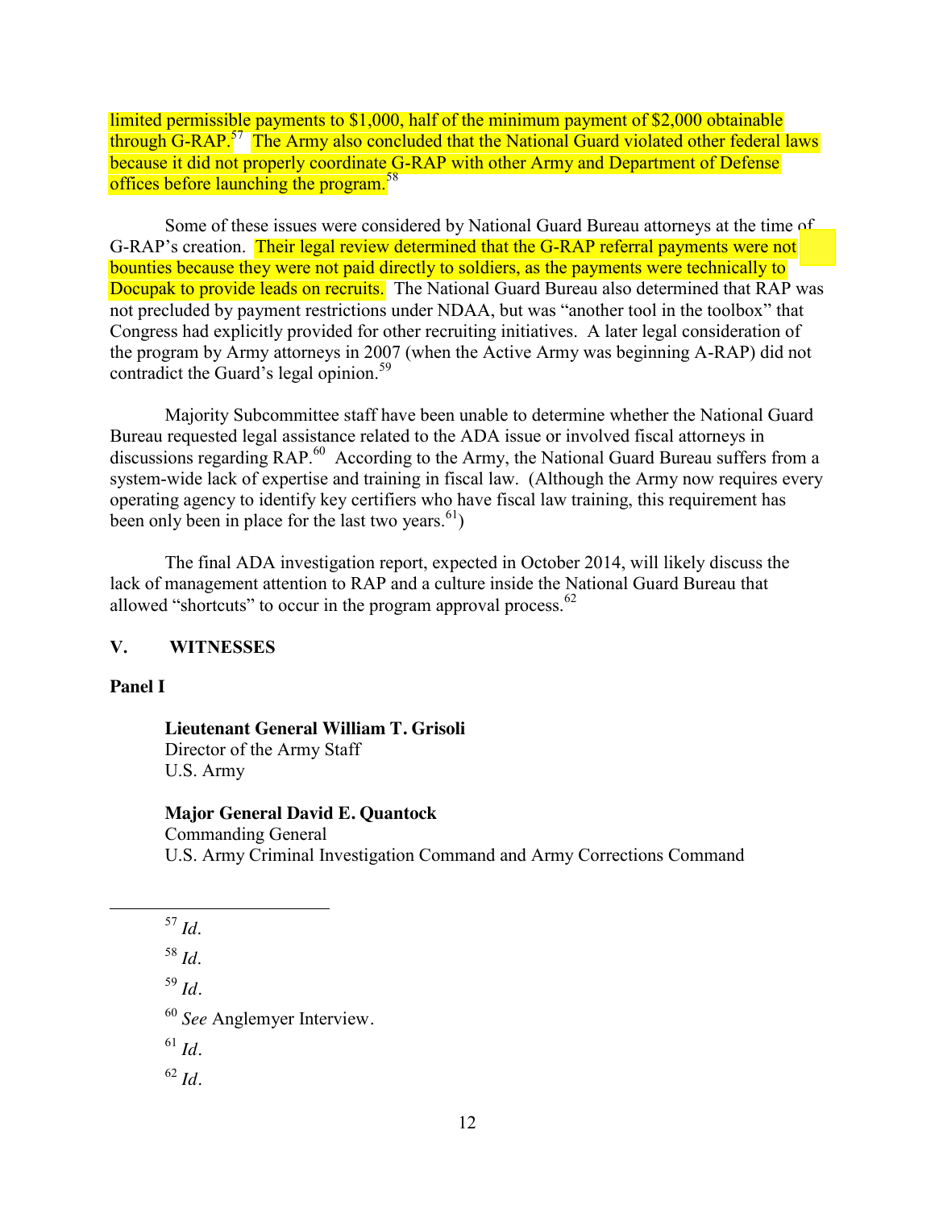limited permissible payments to $1,000, half of the minimum payment of $2,000 obtainable through G-RAP.[57] The Army also concluded that the National Guard violated other federal laws because it did not properly coordinate G-RAP with other Army and Department of Defense offices before launching the program.[58]

Some of these issues were considered by National Guard Bureau attorneys at the time of G-RAP's creation. Their legal review determined that the G-RAP referral payments were not bounties because they were not paid directly to soldiers, as the payments were technically to Docupak to provide leads on recruits. The National Guard Bureau also determined that RAP was not precluded by payment restrictions under NDAA, but was "another tool in the toolbox" that Congress had explicitly provided for other recruiting initiatives. A later legal consideration of the program by Army attorneys in 2007 (when the Active Army was beginning A-RAP) did not contradict the Guard's legal opinion.[59]

Majority Subcommittee staff have been unable to determine whether the National Guard Bureau requested legal assistance related to the ADA issue or involved fiscal attorneys in discussions regarding RAP.[60] According to the Army, the National Guard Bureau suffers from a system-wide lack of expertise and training in fiscal law. (Although the Army now requires every operating agency to identify key certifiers who have fiscal law training, this requirement has been only been in place for the last two years.[61])

The final ADA investigation report, expected in October 2014, will likely discuss the lack of management attention to RAP and a culture inside the National Guard Bureau that allowed "shortcuts" to occur in the program approval process.[62]

## V. WITNESSES

### Panel I

**Lieutenant General William T. Grisoli**
Director of the Army Staff
U.S. Army

**Major General David E. Quantock**
Commanding General
U.S. Army Criminal Investigation Command and Army Corrections Command

---

[57] *Id*.

[58] *Id*.

[59] *Id*.

[60] *See* Anglemyer Interview.

[61] *Id*.

[62] *Id*.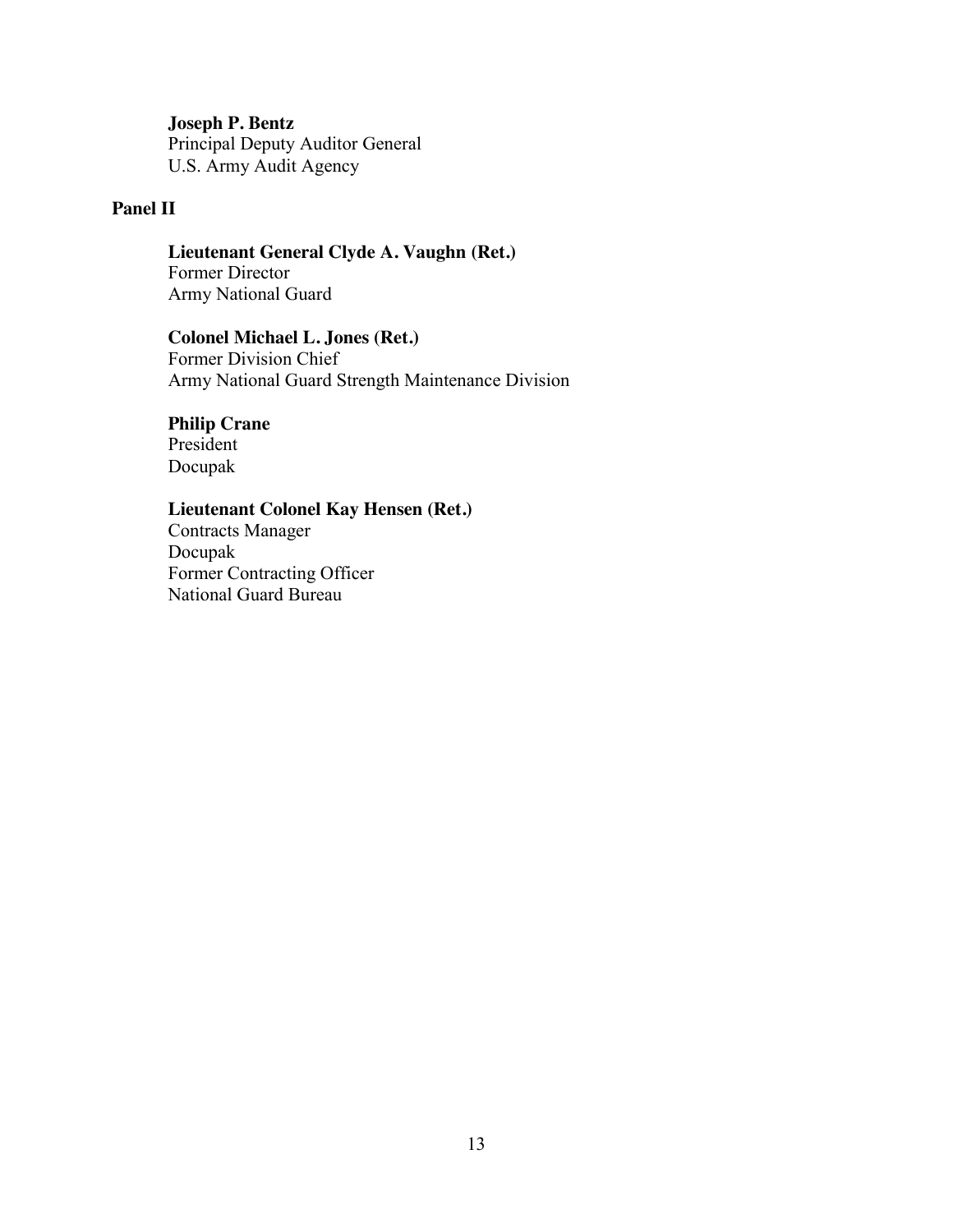**Joseph P. Bentz**
Principal Deputy Auditor General
U.S. Army Audit Agency

**Panel II**

**Lieutenant General Clyde A. Vaughn (Ret.)**
Former Director
Army National Guard

**Colonel Michael L. Jones (Ret.)**
Former Division Chief
Army National Guard Strength Maintenance Division

**Philip Crane**
President
Docupak

**Lieutenant Colonel Kay Hensen (Ret.)**
Contracts Manager
Docupak
Former Contracting Officer
National Guard Bureau